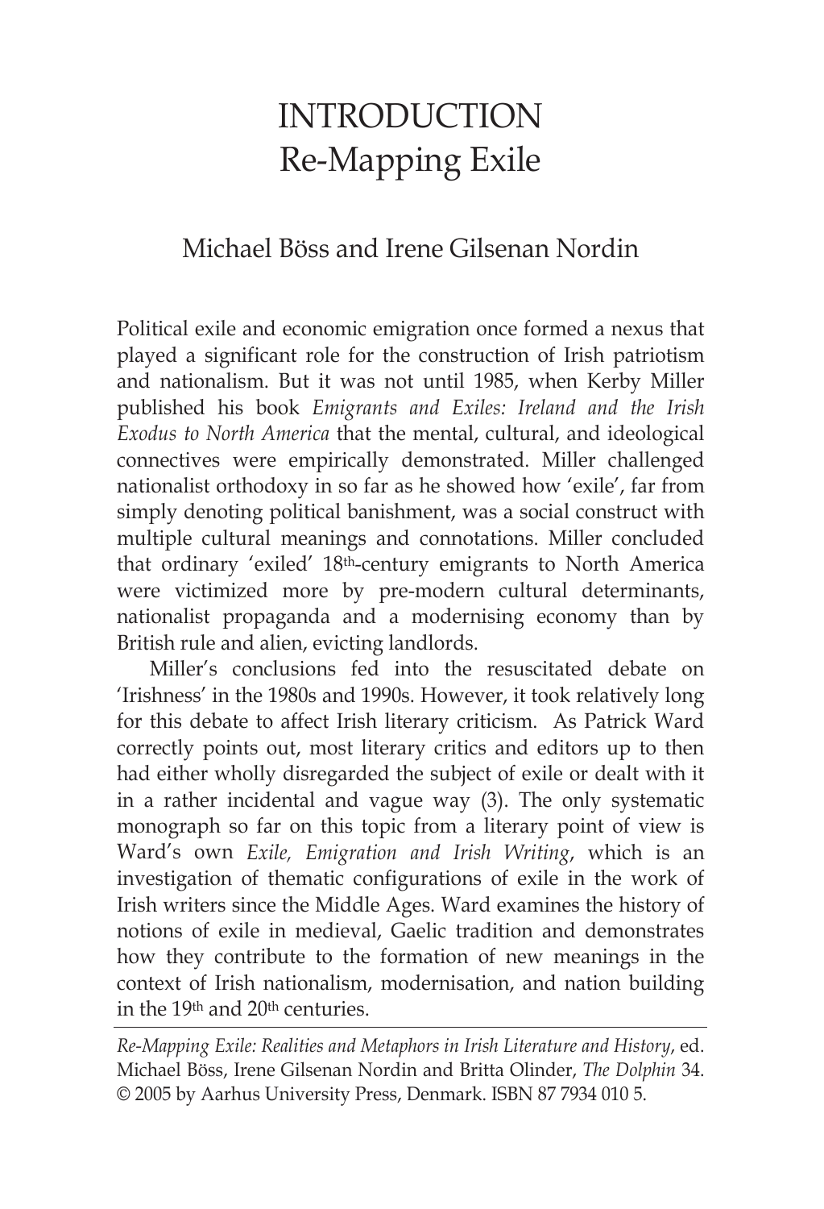# INTRODUCTION
# Re-Mapping Exile

Michael Böss and Irene Gilsenan Nordin

Political exile and economic emigration once formed a nexus that played a significant role for the construction of Irish patriotism and nationalism. But it was not until 1985, when Kerby Miller published his book *Emigrants and Exiles: Ireland and the Irish Exodus to North America* that the mental, cultural, and ideological connectives were empirically demonstrated. Miller challenged nationalist orthodoxy in so far as he showed how 'exile', far from simply denoting political banishment, was a social construct with multiple cultural meanings and connotations. Miller concluded that ordinary 'exiled' 18th-century emigrants to North America were victimized more by pre-modern cultural determinants, nationalist propaganda and a modernising economy than by British rule and alien, evicting landlords.

Miller's conclusions fed into the resuscitated debate on 'Irishness' in the 1980s and 1990s. However, it took relatively long for this debate to affect Irish literary criticism. As Patrick Ward correctly points out, most literary critics and editors up to then had either wholly disregarded the subject of exile or dealt with it in a rather incidental and vague way (3). The only systematic monograph so far on this topic from a literary point of view is Ward's own *Exile, Emigration and Irish Writing*, which is an investigation of thematic configurations of exile in the work of Irish writers since the Middle Ages. Ward examines the history of notions of exile in medieval, Gaelic tradition and demonstrates how they contribute to the formation of new meanings in the context of Irish nationalism, modernisation, and nation building in the 19th and 20th centuries.

---

*Re-Mapping Exile: Realities and Metaphors in Irish Literature and History*, ed. Michael Böss, Irene Gilsenan Nordin and Britta Olinder, *The Dolphin* 34. © 2005 by Aarhus University Press, Denmark. ISBN 87 7934 010 5.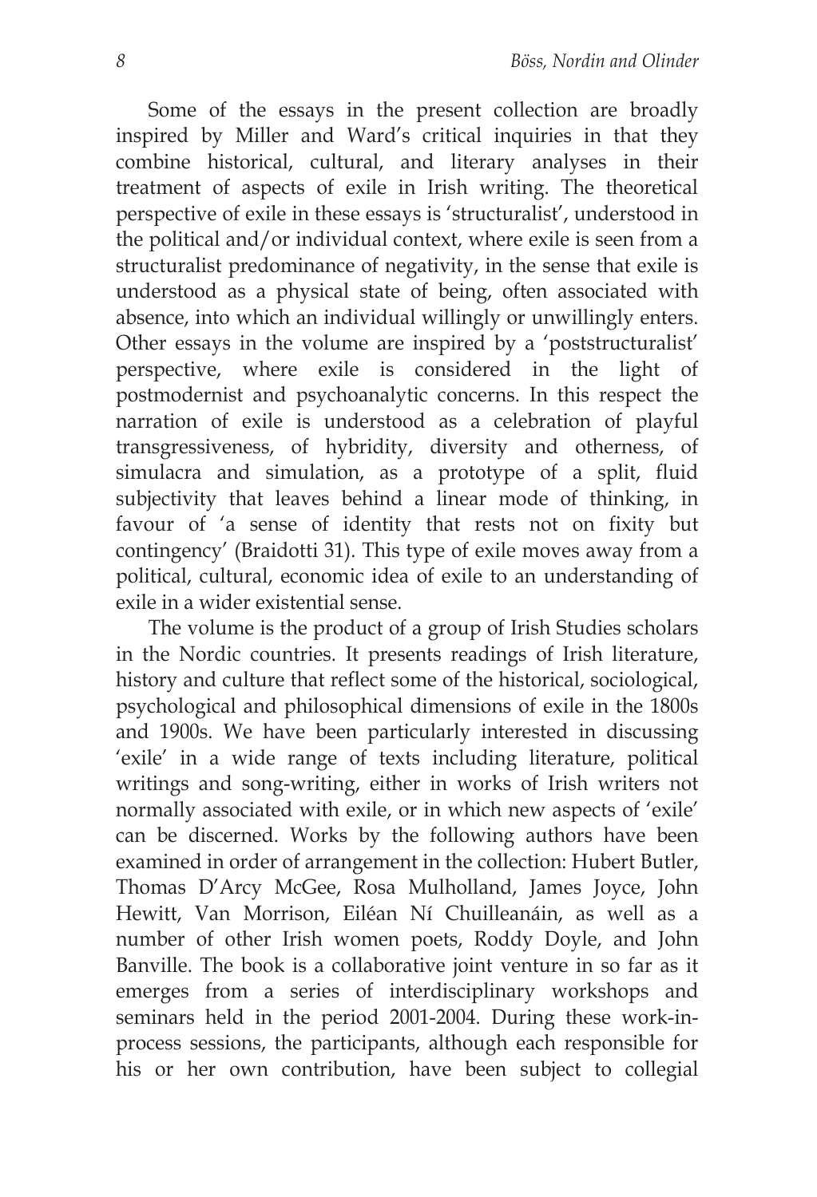Some of the essays in the present collection are broadly inspired by Miller and Ward's critical inquiries in that they combine historical, cultural, and literary analyses in their treatment of aspects of exile in Irish writing. The theoretical perspective of exile in these essays is 'structuralist', understood in the political and/or individual context, where exile is seen from a structuralist predominance of negativity, in the sense that exile is understood as a physical state of being, often associated with absence, into which an individual willingly or unwillingly enters. Other essays in the volume are inspired by a 'poststructuralist' perspective, where exile is considered in the light of postmodernist and psychoanalytic concerns. In this respect the narration of exile is understood as a celebration of playful transgressiveness, of hybridity, diversity and otherness, of simulacra and simulation, as a prototype of a split, fluid subjectivity that leaves behind a linear mode of thinking, in favour of 'a sense of identity that rests not on fixity but contingency' (Braidotti 31). This type of exile moves away from a political, cultural, economic idea of exile to an understanding of exile in a wider existential sense.

The volume is the product of a group of Irish Studies scholars in the Nordic countries. It presents readings of Irish literature, history and culture that reflect some of the historical, sociological, psychological and philosophical dimensions of exile in the 1800s and 1900s. We have been particularly interested in discussing 'exile' in a wide range of texts including literature, political writings and song-writing, either in works of Irish writers not normally associated with exile, or in which new aspects of 'exile' can be discerned. Works by the following authors have been examined in order of arrangement in the collection: Hubert Butler, Thomas D'Arcy McGee, Rosa Mulholland, James Joyce, John Hewitt, Van Morrison, Eiléan Ní Chuilleanáin, as well as a number of other Irish women poets, Roddy Doyle, and John Banville. The book is a collaborative joint venture in so far as it emerges from a series of interdisciplinary workshops and seminars held in the period 2001-2004. During these work-in-process sessions, the participants, although each responsible for his or her own contribution, have been subject to collegial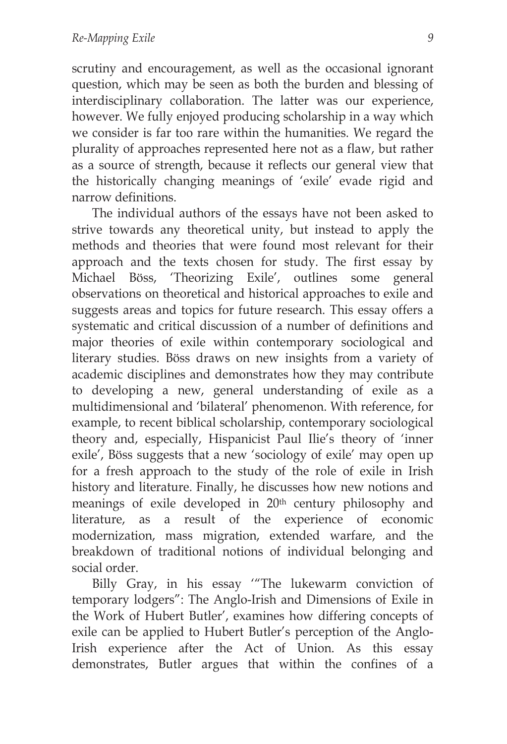scrutiny and encouragement, as well as the occasional ignorant question, which may be seen as both the burden and blessing of interdisciplinary collaboration. The latter was our experience, however. We fully enjoyed producing scholarship in a way which we consider is far too rare within the humanities. We regard the plurality of approaches represented here not as a flaw, but rather as a source of strength, because it reflects our general view that the historically changing meanings of 'exile' evade rigid and narrow definitions.

The individual authors of the essays have not been asked to strive towards any theoretical unity, but instead to apply the methods and theories that were found most relevant for their approach and the texts chosen for study. The first essay by Michael Böss, 'Theorizing Exile', outlines some general observations on theoretical and historical approaches to exile and suggests areas and topics for future research. This essay offers a systematic and critical discussion of a number of definitions and major theories of exile within contemporary sociological and literary studies. Böss draws on new insights from a variety of academic disciplines and demonstrates how they may contribute to developing a new, general understanding of exile as a multidimensional and 'bilateral' phenomenon. With reference, for example, to recent biblical scholarship, contemporary sociological theory and, especially, Hispanicist Paul Ilie's theory of 'inner exile', Böss suggests that a new 'sociology of exile' may open up for a fresh approach to the study of the role of exile in Irish history and literature. Finally, he discusses how new notions and meanings of exile developed in 20th century philosophy and literature, as a result of the experience of economic modernization, mass migration, extended warfare, and the breakdown of traditional notions of individual belonging and social order.

Billy Gray, in his essay '"The lukewarm conviction of temporary lodgers": The Anglo-Irish and Dimensions of Exile in the Work of Hubert Butler', examines how differing concepts of exile can be applied to Hubert Butler's perception of the Anglo-Irish experience after the Act of Union. As this essay demonstrates, Butler argues that within the confines of a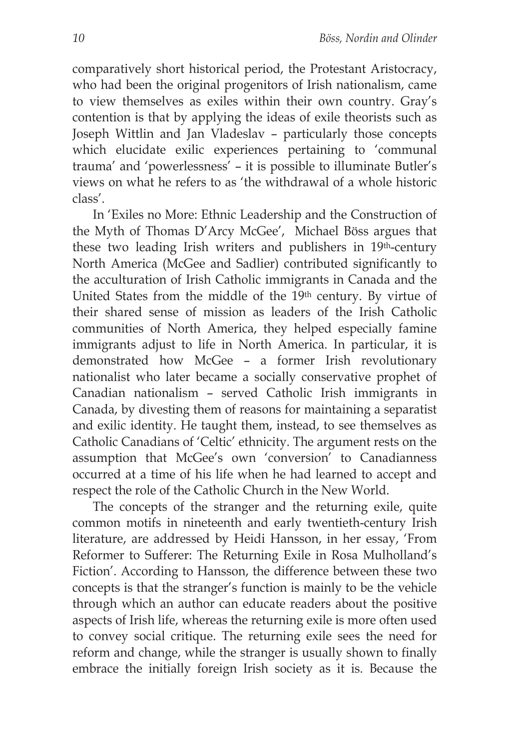comparatively short historical period, the Protestant Aristocracy, who had been the original progenitors of Irish nationalism, came to view themselves as exiles within their own country. Gray's contention is that by applying the ideas of exile theorists such as Joseph Wittlin and Jan Vladeslav – particularly those concepts which elucidate exilic experiences pertaining to 'communal trauma' and 'powerlessness' – it is possible to illuminate Butler's views on what he refers to as 'the withdrawal of a whole historic class'.

In 'Exiles no More: Ethnic Leadership and the Construction of the Myth of Thomas D'Arcy McGee', Michael Böss argues that these two leading Irish writers and publishers in 19th-century North America (McGee and Sadlier) contributed significantly to the acculturation of Irish Catholic immigrants in Canada and the United States from the middle of the 19th century. By virtue of their shared sense of mission as leaders of the Irish Catholic communities of North America, they helped especially famine immigrants adjust to life in North America. In particular, it is demonstrated how McGee – a former Irish revolutionary nationalist who later became a socially conservative prophet of Canadian nationalism – served Catholic Irish immigrants in Canada, by divesting them of reasons for maintaining a separatist and exilic identity. He taught them, instead, to see themselves as Catholic Canadians of 'Celtic' ethnicity. The argument rests on the assumption that McGee's own 'conversion' to Canadianness occurred at a time of his life when he had learned to accept and respect the role of the Catholic Church in the New World.

The concepts of the stranger and the returning exile, quite common motifs in nineteenth and early twentieth-century Irish literature, are addressed by Heidi Hansson, in her essay, 'From Reformer to Sufferer: The Returning Exile in Rosa Mulholland's Fiction'. According to Hansson, the difference between these two concepts is that the stranger's function is mainly to be the vehicle through which an author can educate readers about the positive aspects of Irish life, whereas the returning exile is more often used to convey social critique. The returning exile sees the need for reform and change, while the stranger is usually shown to finally embrace the initially foreign Irish society as it is. Because the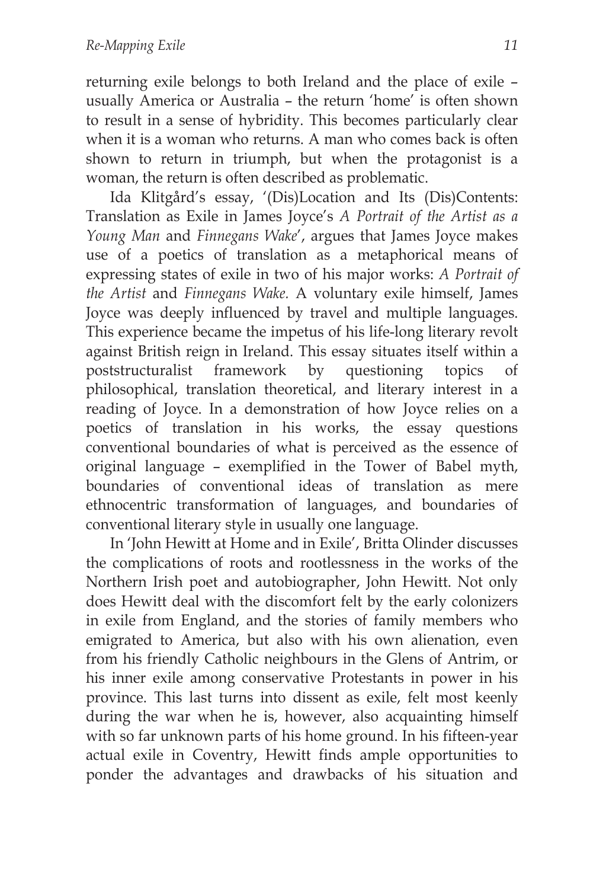returning exile belongs to both Ireland and the place of exile – usually America or Australia – the return 'home' is often shown to result in a sense of hybridity. This becomes particularly clear when it is a woman who returns. A man who comes back is often shown to return in triumph, but when the protagonist is a woman, the return is often described as problematic.

Ida Klitgård's essay, '(Dis)Location and Its (Dis)Contents: Translation as Exile in James Joyce's *A Portrait of the Artist as a Young Man* and *Finnegans Wake*', argues that James Joyce makes use of a poetics of translation as a metaphorical means of expressing states of exile in two of his major works: *A Portrait of the Artist* and *Finnegans Wake.* A voluntary exile himself, James Joyce was deeply influenced by travel and multiple languages. This experience became the impetus of his life-long literary revolt against British reign in Ireland. This essay situates itself within a poststructuralist framework by questioning topics of philosophical, translation theoretical, and literary interest in a reading of Joyce. In a demonstration of how Joyce relies on a poetics of translation in his works, the essay questions conventional boundaries of what is perceived as the essence of original language – exemplified in the Tower of Babel myth, boundaries of conventional ideas of translation as mere ethnocentric transformation of languages, and boundaries of conventional literary style in usually one language.

In 'John Hewitt at Home and in Exile', Britta Olinder discusses the complications of roots and rootlessness in the works of the Northern Irish poet and autobiographer, John Hewitt. Not only does Hewitt deal with the discomfort felt by the early colonizers in exile from England, and the stories of family members who emigrated to America, but also with his own alienation, even from his friendly Catholic neighbours in the Glens of Antrim, or his inner exile among conservative Protestants in power in his province. This last turns into dissent as exile, felt most keenly during the war when he is, however, also acquainting himself with so far unknown parts of his home ground. In his fifteen-year actual exile in Coventry, Hewitt finds ample opportunities to ponder the advantages and drawbacks of his situation and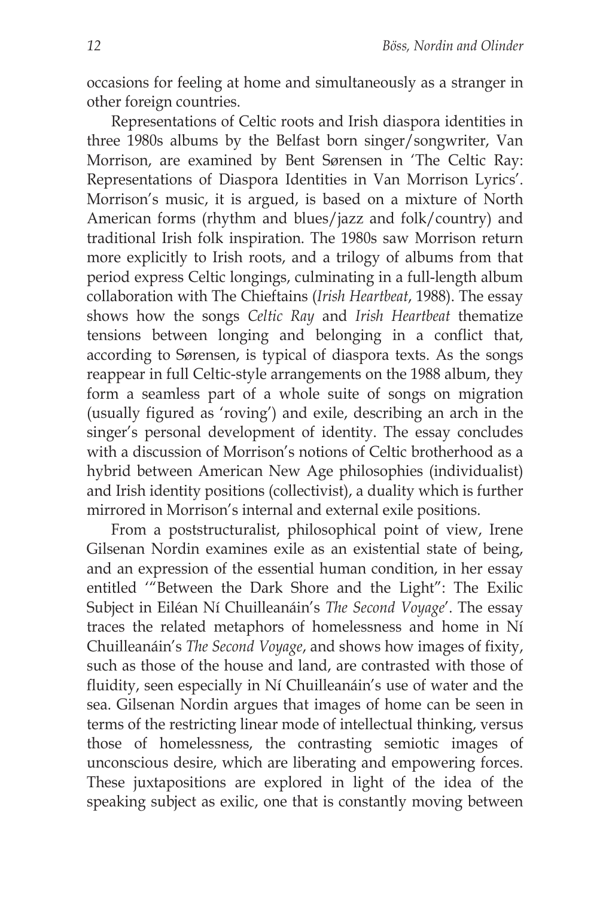occasions for feeling at home and simultaneously as a stranger in other foreign countries.

Representations of Celtic roots and Irish diaspora identities in three 1980s albums by the Belfast born singer/songwriter, Van Morrison, are examined by Bent Sørensen in 'The Celtic Ray: Representations of Diaspora Identities in Van Morrison Lyrics'. Morrison's music, it is argued, is based on a mixture of North American forms (rhythm and blues/jazz and folk/country) and traditional Irish folk inspiration. The 1980s saw Morrison return more explicitly to Irish roots, and a trilogy of albums from that period express Celtic longings, culminating in a full-length album collaboration with The Chieftains (*Irish Heartbeat*, 1988). The essay shows how the songs *Celtic Ray* and *Irish Heartbeat* thematize tensions between longing and belonging in a conflict that, according to Sørensen, is typical of diaspora texts. As the songs reappear in full Celtic-style arrangements on the 1988 album, they form a seamless part of a whole suite of songs on migration (usually figured as 'roving') and exile, describing an arch in the singer's personal development of identity. The essay concludes with a discussion of Morrison's notions of Celtic brotherhood as a hybrid between American New Age philosophies (individualist) and Irish identity positions (collectivist), a duality which is further mirrored in Morrison's internal and external exile positions.

From a poststructuralist, philosophical point of view, Irene Gilsenan Nordin examines exile as an existential state of being, and an expression of the essential human condition, in her essay entitled '"Between the Dark Shore and the Light": The Exilic Subject in Eiléan Ní Chuilleanáin's *The Second Voyage*'. The essay traces the related metaphors of homelessness and home in Ní Chuilleanáin's *The Second Voyage*, and shows how images of fixity, such as those of the house and land, are contrasted with those of fluidity, seen especially in Ní Chuilleanáin's use of water and the sea. Gilsenan Nordin argues that images of home can be seen in terms of the restricting linear mode of intellectual thinking, versus those of homelessness, the contrasting semiotic images of unconscious desire, which are liberating and empowering forces. These juxtapositions are explored in light of the idea of the speaking subject as exilic, one that is constantly moving between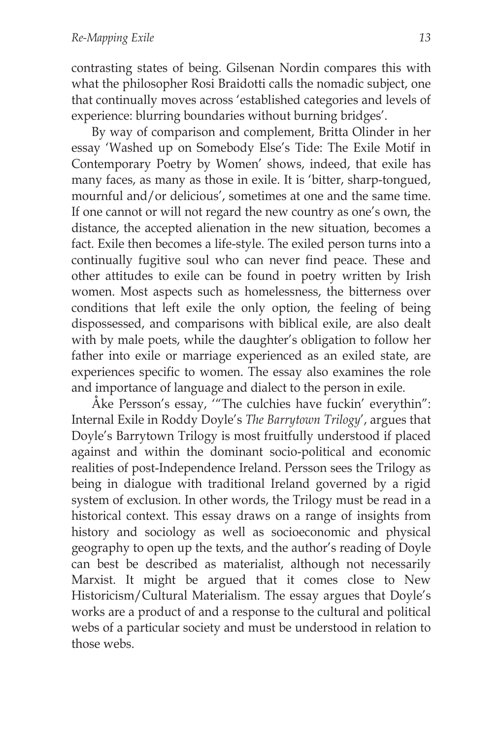contrasting states of being. Gilsenan Nordin compares this with what the philosopher Rosi Braidotti calls the nomadic subject, one that continually moves across 'established categories and levels of experience: blurring boundaries without burning bridges'.

By way of comparison and complement, Britta Olinder in her essay 'Washed up on Somebody Else's Tide: The Exile Motif in Contemporary Poetry by Women' shows, indeed, that exile has many faces, as many as those in exile. It is 'bitter, sharp-tongued, mournful and/or delicious', sometimes at one and the same time. If one cannot or will not regard the new country as one's own, the distance, the accepted alienation in the new situation, becomes a fact. Exile then becomes a life-style. The exiled person turns into a continually fugitive soul who can never find peace. These and other attitudes to exile can be found in poetry written by Irish women. Most aspects such as homelessness, the bitterness over conditions that left exile the only option, the feeling of being dispossessed, and comparisons with biblical exile, are also dealt with by male poets, while the daughter's obligation to follow her father into exile or marriage experienced as an exiled state, are experiences specific to women. The essay also examines the role and importance of language and dialect to the person in exile.

Åke Persson's essay, '"The culchies have fuckin' everythin'": Internal Exile in Roddy Doyle's *The Barrytown Trilogy*', argues that Doyle's Barrytown Trilogy is most fruitfully understood if placed against and within the dominant socio-political and economic realities of post-Independence Ireland. Persson sees the Trilogy as being in dialogue with traditional Ireland governed by a rigid system of exclusion. In other words, the Trilogy must be read in a historical context. This essay draws on a range of insights from history and sociology as well as socioeconomic and physical geography to open up the texts, and the author's reading of Doyle can best be described as materialist, although not necessarily Marxist. It might be argued that it comes close to New Historicism/Cultural Materialism. The essay argues that Doyle's works are a product of and a response to the cultural and political webs of a particular society and must be understood in relation to those webs.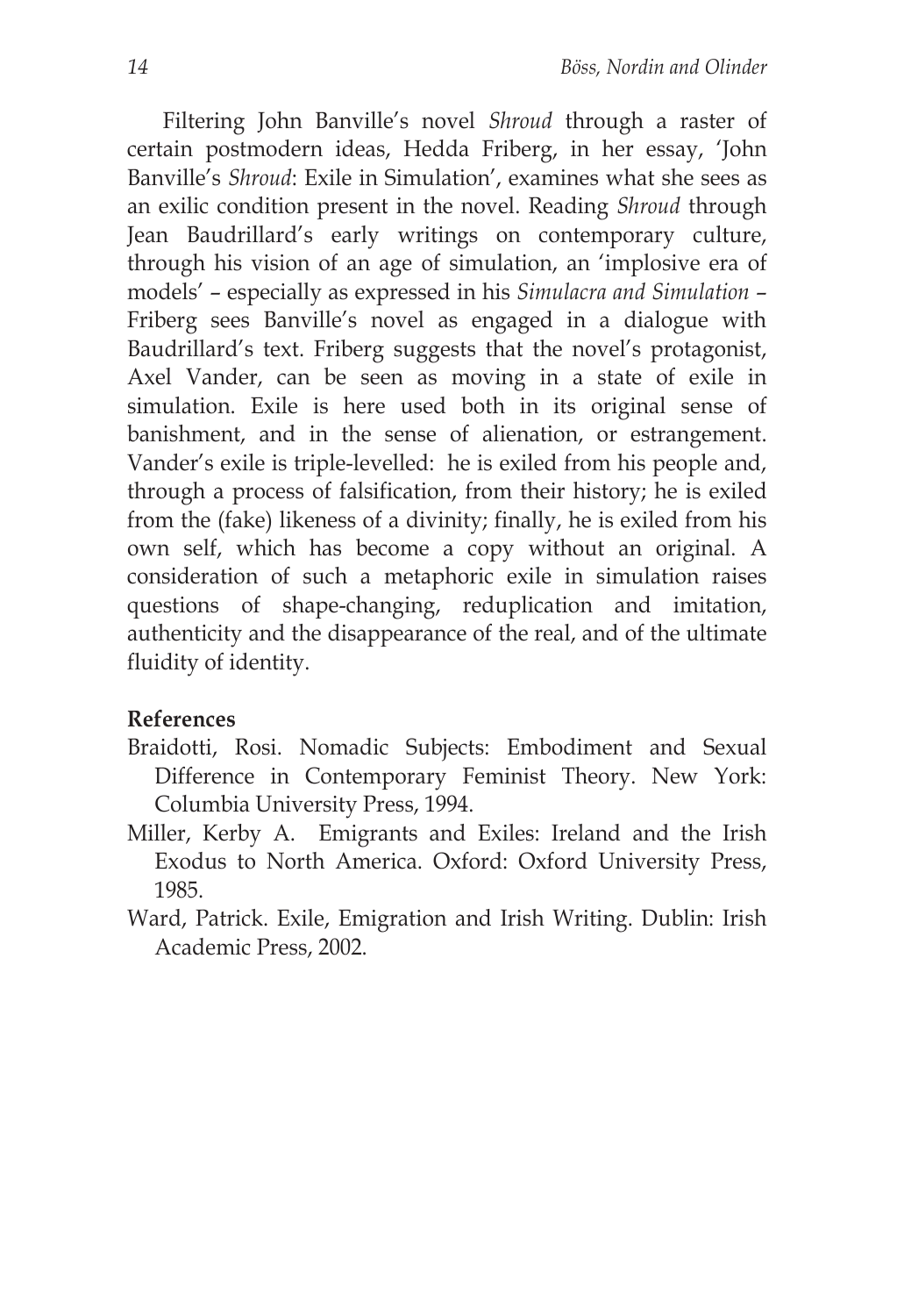Filtering John Banville's novel *Shroud* through a raster of certain postmodern ideas, Hedda Friberg, in her essay, 'John Banville's *Shroud*: Exile in Simulation', examines what she sees as an exilic condition present in the novel. Reading *Shroud* through Jean Baudrillard's early writings on contemporary culture, through his vision of an age of simulation, an 'implosive era of models' – especially as expressed in his *Simulacra and Simulation* – Friberg sees Banville's novel as engaged in a dialogue with Baudrillard's text. Friberg suggests that the novel's protagonist, Axel Vander, can be seen as moving in a state of exile in simulation. Exile is here used both in its original sense of banishment, and in the sense of alienation, or estrangement. Vander's exile is triple-levelled: he is exiled from his people and, through a process of falsification, from their history; he is exiled from the (fake) likeness of a divinity; finally, he is exiled from his own self, which has become a copy without an original. A consideration of such a metaphoric exile in simulation raises questions of shape-changing, reduplication and imitation, authenticity and the disappearance of the real, and of the ultimate fluidity of identity.

**References**

Braidotti, Rosi. Nomadic Subjects: Embodiment and Sexual Difference in Contemporary Feminist Theory. New York: Columbia University Press, 1994.

Miller, Kerby A. Emigrants and Exiles: Ireland and the Irish Exodus to North America. Oxford: Oxford University Press, 1985.

Ward, Patrick. Exile, Emigration and Irish Writing. Dublin: Irish Academic Press, 2002.